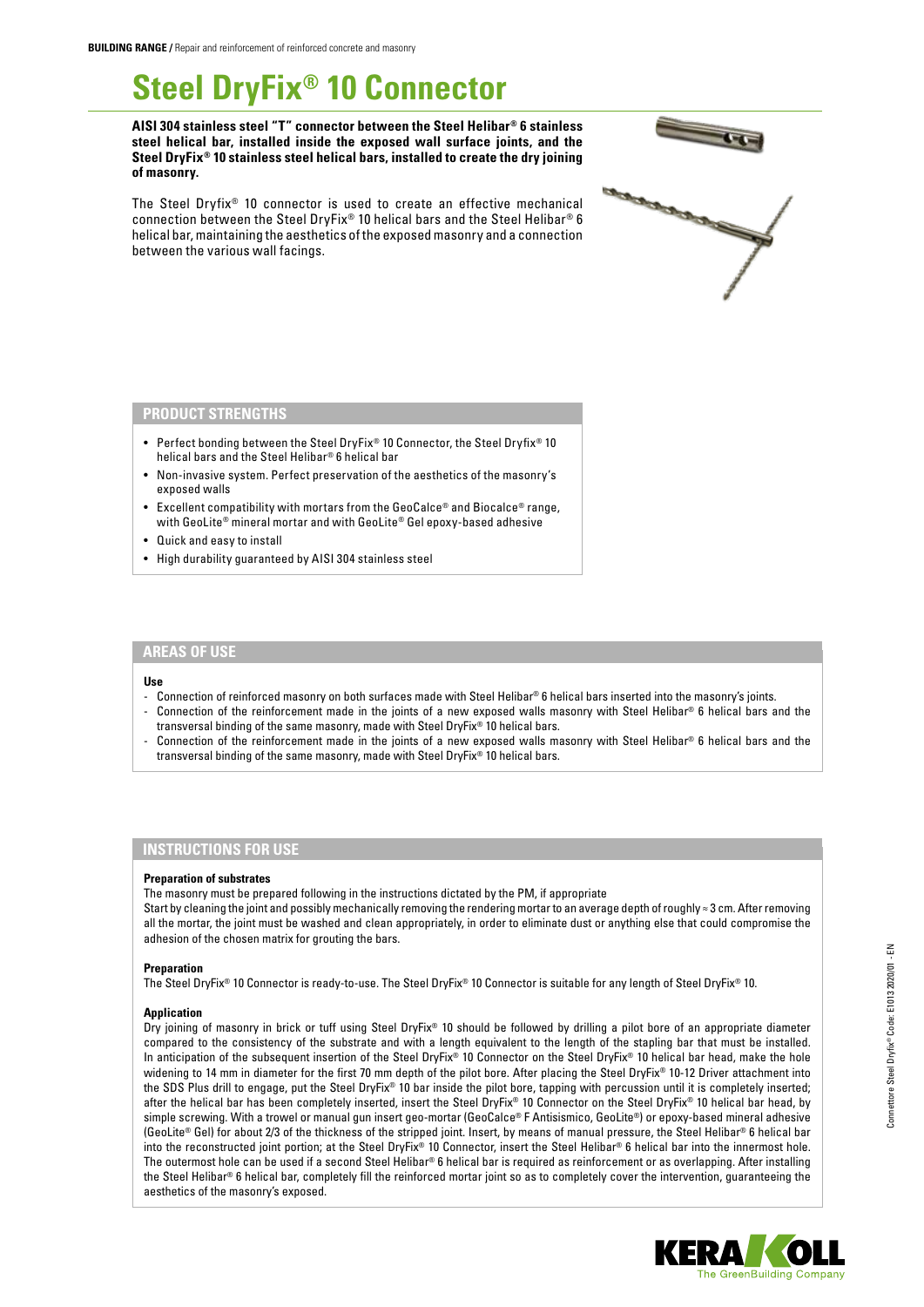**BUILDING RANGE /** Repair and reinforcement of reinforced concrete and masonry

# Steel DryFix® 10 Connector

**AISI 304 stainless steel "T" connector between the Steel Helibar® 6 stainless steel helical bar, installed inside the exposed wall surface joints, and the Steel DryFix® 10 stainless steel helical bars, installed to create the dry joining of masonry.**

The Steel Dryfix® 10 connector is used to create an effective mechanical connection between the Steel DryFix® 10 helical bars and the Steel Helibar® 6 helical bar, maintaining the aesthetics of the exposed masonry and a connection between the various wall facings.

## PRODUCT STRENGTHS

- Perfect bonding between the Steel DryFix® 10 Connector, the Steel Dryfix® 10 helical bars and the Steel Helibar® 6 helical bar
- Non-invasive system. Perfect preservation of the aesthetics of the masonry's exposed walls
- Excellent compatibility with mortars from the GeoCalce® and Biocalce® range, with GeoLite® mineral mortar and with GeoLite® Gel epoxy-based adhesive
- Quick and easy to install
- High durability guaranteed by AISI 304 stainless steel

## AREAS OF USE

**Use**

- Connection of reinforced masonry on both surfaces made with Steel Helibar® 6 helical bars inserted into the masonry's joints.
- Connection of the reinforcement made in the joints of a new exposed walls masonry with Steel Helibar® 6 helical bars and the transversal binding of the same masonry, made with Steel DryFix® 10 helical bars.
- Connection of the reinforcement made in the joints of a new exposed walls masonry with Steel Helibar® 6 helical bars and the transversal binding of the same masonry, made with Steel DryFix® 10 helical bars.

## INSTRUCTIONS FOR USE

**Preparation of substrates**

The masonry must be prepared following in the instructions dictated by the PM, if appropriate

Start by cleaning the joint and possibly mechanically removing the rendering mortar to an average depth of roughly ≈ 3 cm. After removing all the mortar, the joint must be washed and clean appropriately, in order to eliminate dust or anything else that could compromise the adhesion of the chosen matrix for grouting the bars.

**Preparation**

The Steel DryFix® 10 Connector is ready-to-use. The Steel DryFix® 10 Connector is suitable for any length of Steel DryFix® 10.

**Application**

Dry joining of masonry in brick or tuff using Steel DryFix® 10 should be followed by drilling a pilot bore of an appropriate diameter compared to the consistency of the substrate and with a length equivalent to the length of the stapling bar that must be installed. In anticipation of the subsequent insertion of the Steel DryFix® 10 Connector on the Steel DryFix® 10 helical bar head, make the hole widening to 14 mm in diameter for the first 70 mm depth of the pilot bore. After placing the Steel DryFix® 10-12 Driver attachment into the SDS Plus drill to engage, put the Steel DryFix® 10 bar inside the pilot bore, tapping with percussion until it is completely inserted; after the helical bar has been completely inserted, insert the Steel DryFix® 10 Connector on the Steel DryFix® 10 helical bar head, by simple screwing. With a trowel or manual gun insert geo-mortar (GeoCalce® F Antisismico, GeoLite®) or epoxy-based mineral adhesive (GeoLite® Gel) for about 2/3 of the thickness of the stripped joint. Insert, by means of manual pressure, the Steel Helibar® 6 helical bar into the reconstructed joint portion; at the Steel DryFix® 10 Connector, insert the Steel Helibar® 6 helical bar into the innermost hole. The outermost hole can be used if a second Steel Helibar® 6 helical bar is required as reinforcement or as overlapping. After installing the Steel Helibar® 6 helical bar, completely fill the reinforced mortar joint so as to completely cover the intervention, guaranteeing the aesthetics of the masonry's exposed.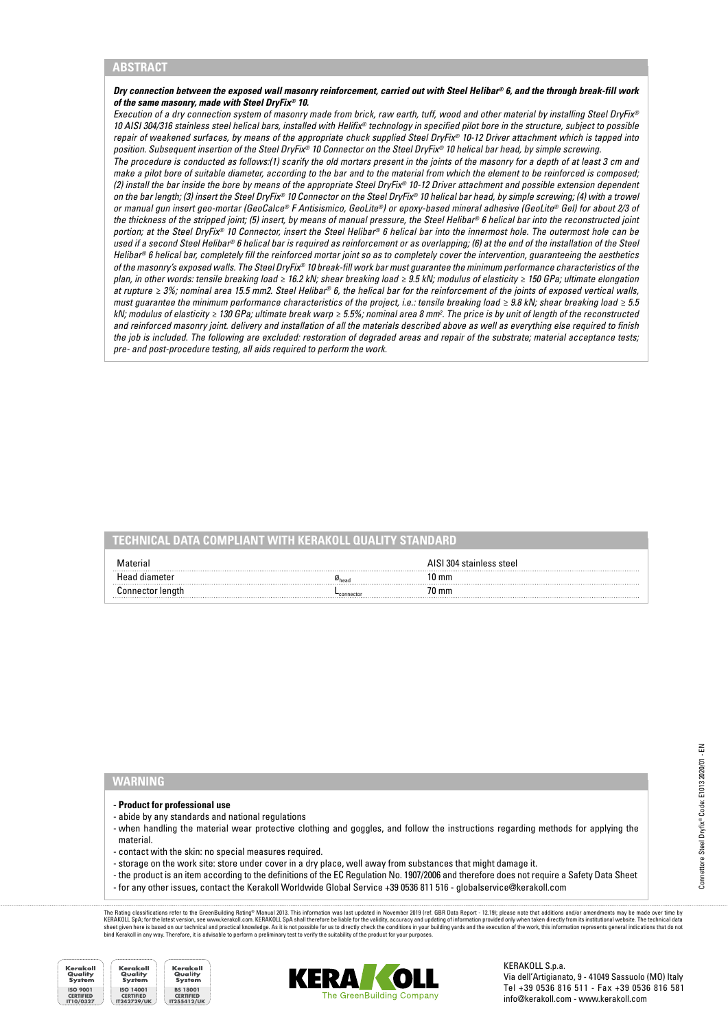## ABSTRACT

***Dry connection between the exposed wall masonry reinforcement, carried out with Steel Helibar® 6, and the through break-fill work of the same masonry, made with Steel DryFix® 10.***

*Execution of a dry connection system of masonry made from brick, raw earth, tuff, wood and other material by installing Steel DryFix® 10 AISI 304/316 stainless steel helical bars, installed with Helifix® technology in specified pilot bore in the structure, subject to possible repair of weakened surfaces, by means of the appropriate chuck supplied Steel DryFix® 10-12 Driver attachment which is tapped into position. Subsequent insertion of the Steel DryFix® 10 Connector on the Steel DryFix® 10 helical bar head, by simple screwing.*

*The procedure is conducted as follows:(1) scarify the old mortars present in the joints of the masonry for a depth of at least 3 cm and make a pilot bore of suitable diameter, according to the bar and to the material from which the element to be reinforced is composed; (2) install the bar inside the bore by means of the appropriate Steel DryFix® 10-12 Driver attachment and possible extension dependent on the bar length; (3) insert the Steel DryFix® 10 Connector on the Steel DryFix® 10 helical bar head, by simple screwing; (4) with a trowel or manual gun insert geo-mortar (GeoCalce® F Antisismico, GeoLite®) or epoxy-based mineral adhesive (GeoLite® Gel) for about 2/3 of the thickness of the stripped joint; (5) insert, by means of manual pressure, the Steel Helibar® 6 helical bar into the reconstructed joint portion; at the Steel DryFix® 10 Connector, insert the Steel Helibar® 6 helical bar into the innermost hole. The outermost hole can be used if a second Steel Helibar® 6 helical bar is required as reinforcement or as overlapping; (6) at the end of the installation of the Steel Helibar® 6 helical bar, completely fill the reinforced mortar joint so as to completely cover the intervention, guaranteeing the aesthetics of the masonry's exposed walls. The Steel DryFix® 10 break-fill work bar must guarantee the minimum performance characteristics of the plan, in other words: tensile breaking load ≥ 16.2 kN; shear breaking load ≥ 9.5 kN; modulus of elasticity ≥ 150 GPa; ultimate elongation at rupture ≥ 3%; nominal area 15.5 mm2. Steel Helibar® 6, the helical bar for the reinforcement of the joints of exposed vertical walls, must guarantee the minimum performance characteristics of the project, i.e.: tensile breaking load ≥ 9.8 kN; shear breaking load ≥ 5.5 kN; modulus of elasticity ≥ 130 GPa; ultimate break warp ≥ 5.5%; nominal area 8 mm². The price is by unit of length of the reconstructed and reinforced masonry joint. delivery and installation of all the materials described above as well as everything else required to finish the job is included. The following are excluded: restoration of degraded areas and repair of the substrate; material acceptance tests; pre- and post-procedure testing, all aids required to perform the work.*

## TECHNICAL DATA COMPLIANT WITH KERAKOLL QUALITY STANDARD

| | | |
|---|---|---|
| Material | | AISI 304 stainless steel |
| Head diameter | $ø_{head}$ | 10 mm |
| Connector length | $L_{connector}$ | 70 mm |

## WARNING

- **Product for professional use**
- abide by any standards and national regulations
- when handling the material wear protective clothing and goggles, and follow the instructions regarding methods for applying the material.
- contact with the skin: no special measures required.
- storage on the work site: store under cover in a dry place, well away from substances that might damage it.
- the product is an item according to the definitions of the EC Regulation No. 1907/2006 and therefore does not require a Safety Data Sheet
- for any other issues, contact the Kerakoll Worldwide Global Service +39 0536 811 516 - globalservice@kerakoll.com

The Rating classifications refer to the GreenBuilding Rating® Manual 2013. This information was last updated in November 2019 (ref. GBR Data Report - 12.19); please note that additions and/or amendments may be made over time by KERAKOLL SpA; for the latest version, see www.kerakoll.com. KERAKOLL SpA shall therefore be liable for the validity, accuracy and updating of information provided only when taken directly from its institutional website. The technical data sheet given here is based on our technical and practical knowledge. As it is not possible for us to directly check the conditions in your building yards and the execution of the work, this information represents general indications that do not bind Kerakoll in any way. Therefore, it is advisable to perform a preliminary test to verify the suitability of the product for your purposes.

Kerakoll Quality System ISO 9001 CERTIFIED IT10/0327

Kerakoll Quality System ISO 14001 CERTIFIED IT242729/UK

Kerakoll Quality System BS 18001 CERTIFIED IT255412/UK

KERAKOLL The GreenBuilding Company

KERAKOLL S.p.a.
Via dell'Artigianato, 9 - 41049 Sassuolo (MO) Italy
Tel +39 0536 816 511 - Fax +39 0536 816 581
info@kerakoll.com - www.kerakoll.com

Connettore Steel Dryfix® Code: E1013 2020/01 - EN